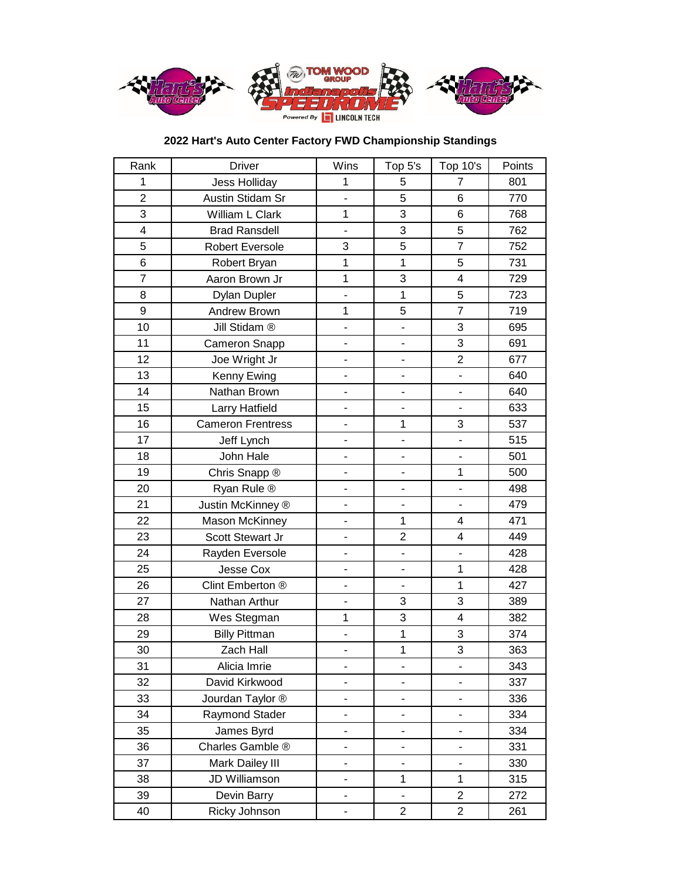## 2022 Hart's Auto Center Factory FWD Championship Standings

| Rank | Driver | Wins | Top 5's | Top 10's | Points |
|---|---|---|---|---|---|
| 1 | Jess Holliday | 1 | 5 | 7 | 801 |
| 2 | Austin Stidam Sr | - | 5 | 6 | 770 |
| 3 | William L Clark | 1 | 3 | 6 | 768 |
| 4 | Brad Ransdell | - | 3 | 5 | 762 |
| 5 | Robert Eversole | 3 | 5 | 7 | 752 |
| 6 | Robert Bryan | 1 | 1 | 5 | 731 |
| 7 | Aaron Brown Jr | 1 | 3 | 4 | 729 |
| 8 | Dylan Dupler | - | 1 | 5 | 723 |
| 9 | Andrew Brown | 1 | 5 | 7 | 719 |
| 10 | Jill Stidam ® | - | - | 3 | 695 |
| 11 | Cameron Snapp | - | - | 3 | 691 |
| 12 | Joe Wright Jr | - | - | 2 | 677 |
| 13 | Kenny Ewing | - | - | - | 640 |
| 14 | Nathan Brown | - | - | - | 640 |
| 15 | Larry Hatfield | - | - | - | 633 |
| 16 | Cameron Frentress | - | 1 | 3 | 537 |
| 17 | Jeff Lynch | - | - | - | 515 |
| 18 | John Hale | - | - | - | 501 |
| 19 | Chris Snapp ® | - | - | 1 | 500 |
| 20 | Ryan Rule ® | - | - | - | 498 |
| 21 | Justin McKinney ® | - | - | - | 479 |
| 22 | Mason McKinney | - | 1 | 4 | 471 |
| 23 | Scott Stewart Jr | - | 2 | 4 | 449 |
| 24 | Rayden Eversole | - | - | - | 428 |
| 25 | Jesse Cox | - | - | 1 | 428 |
| 26 | Clint Emberton ® | - | - | 1 | 427 |
| 27 | Nathan Arthur | - | 3 | 3 | 389 |
| 28 | Wes Stegman | 1 | 3 | 4 | 382 |
| 29 | Billy Pittman | - | 1 | 3 | 374 |
| 30 | Zach Hall | - | 1 | 3 | 363 |
| 31 | Alicia Imrie | - | - | - | 343 |
| 32 | David Kirkwood | - | - | - | 337 |
| 33 | Jourdan Taylor ® | - | - | - | 336 |
| 34 | Raymond Stader | - | - | - | 334 |
| 35 | James Byrd | - | - | - | 334 |
| 36 | Charles Gamble ® | - | - | - | 331 |
| 37 | Mark Dailey III | - | - | - | 330 |
| 38 | JD Williamson | - | 1 | 1 | 315 |
| 39 | Devin Barry | - | - | 2 | 272 |
| 40 | Ricky Johnson | - | 2 | 2 | 261 |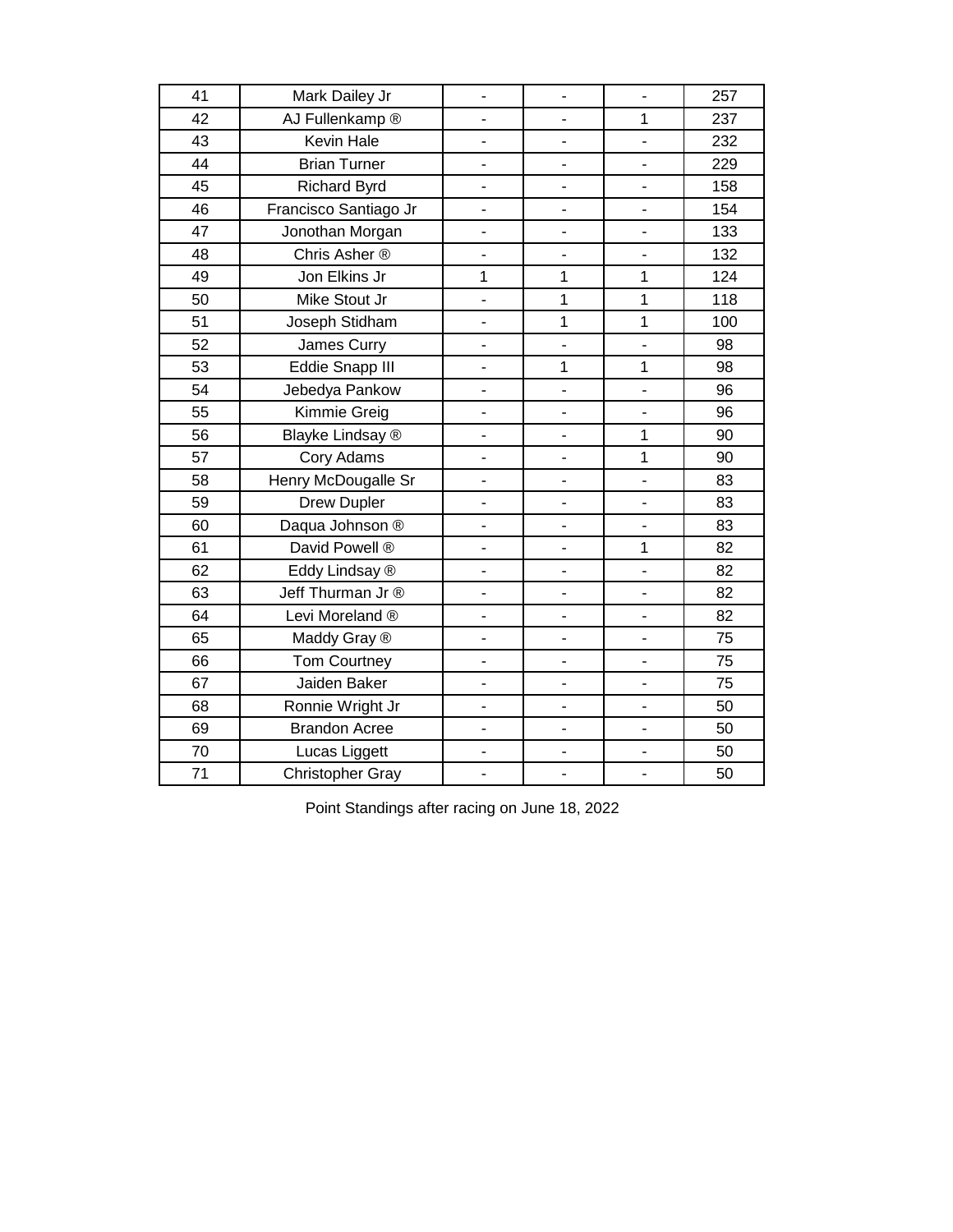| | | | | | |
|---|---|---|---|---|---|
| 41 | Mark Dailey Jr | - | - | - | 257 |
| 42 | AJ Fullenkamp ® | - | - | 1 | 237 |
| 43 | Kevin Hale | - | - | - | 232 |
| 44 | Brian Turner | - | - | - | 229 |
| 45 | Richard Byrd | - | - | - | 158 |
| 46 | Francisco Santiago Jr | - | - | - | 154 |
| 47 | Jonothan Morgan | - | - | - | 133 |
| 48 | Chris Asher ® | - | - | - | 132 |
| 49 | Jon Elkins Jr | 1 | 1 | 1 | 124 |
| 50 | Mike Stout Jr | - | 1 | 1 | 118 |
| 51 | Joseph Stidham | - | 1 | 1 | 100 |
| 52 | James Curry | - | - | - | 98 |
| 53 | Eddie Snapp III | - | 1 | 1 | 98 |
| 54 | Jebedya Pankow | - | - | - | 96 |
| 55 | Kimmie Greig | - | - | - | 96 |
| 56 | Blayke Lindsay ® | - | - | 1 | 90 |
| 57 | Cory Adams | - | - | 1 | 90 |
| 58 | Henry McDougalle Sr | - | - | - | 83 |
| 59 | Drew Dupler | - | - | - | 83 |
| 60 | Daqua Johnson ® | - | - | - | 83 |
| 61 | David Powell ® | - | - | 1 | 82 |
| 62 | Eddy Lindsay ® | - | - | - | 82 |
| 63 | Jeff Thurman Jr ® | - | - | - | 82 |
| 64 | Levi Moreland ® | - | - | - | 82 |
| 65 | Maddy Gray ® | - | - | - | 75 |
| 66 | Tom Courtney | - | - | - | 75 |
| 67 | Jaiden Baker | - | - | - | 75 |
| 68 | Ronnie Wright Jr | - | - | - | 50 |
| 69 | Brandon Acree | - | - | - | 50 |
| 70 | Lucas Liggett | - | - | - | 50 |
| 71 | Christopher Gray | - | - | - | 50 |

Point Standings after racing on June 18, 2022